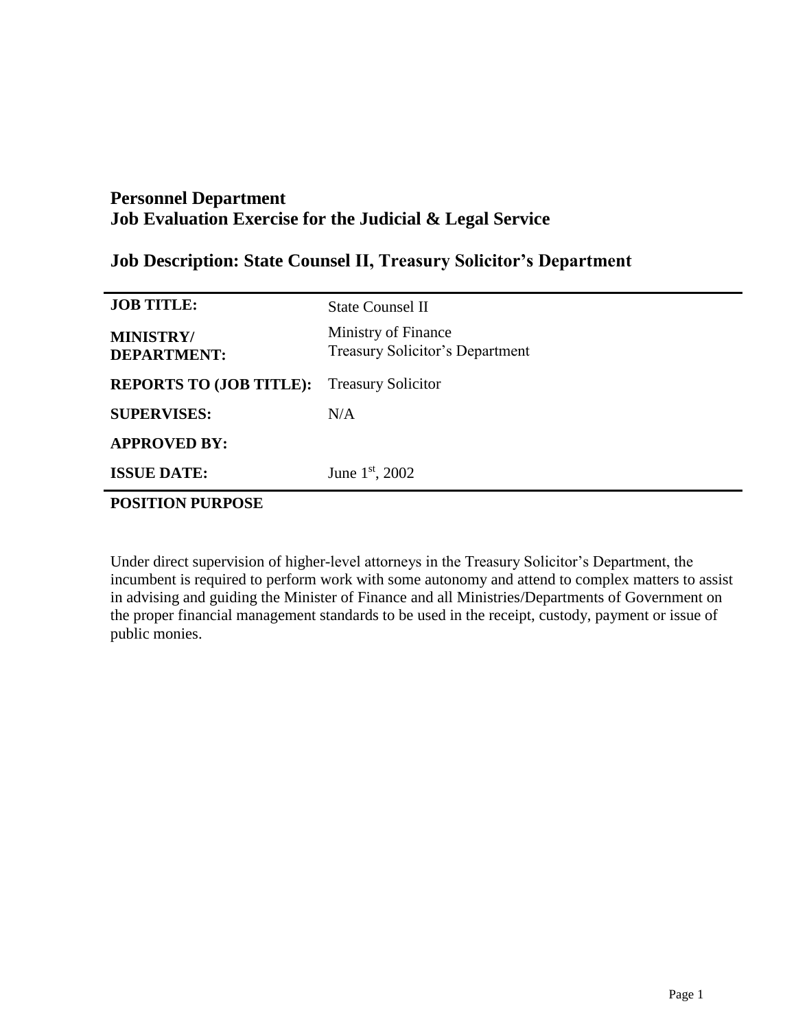# Personnel Department
# Job Evaluation Exercise for the Judicial & Legal Service

## Job Description: State Counsel II, Treasury Solicitor's Department

| | |
|---|---|
| **JOB TITLE:** | State Counsel II |
| **MINISTRY/ DEPARTMENT:** | Ministry of Finance<br>Treasury Solicitor's Department |
| **REPORTS TO (JOB TITLE):** | Treasury Solicitor |
| **SUPERVISES:** | N/A |
| **APPROVED BY:** | |
| **ISSUE DATE:** | June 1st, 2002 |

**POSITION PURPOSE**

Under direct supervision of higher-level attorneys in the Treasury Solicitor's Department, the incumbent is required to perform work with some autonomy and attend to complex matters to assist in advising and guiding the Minister of Finance and all Ministries/Departments of Government on the proper financial management standards to be used in the receipt, custody, payment or issue of public monies.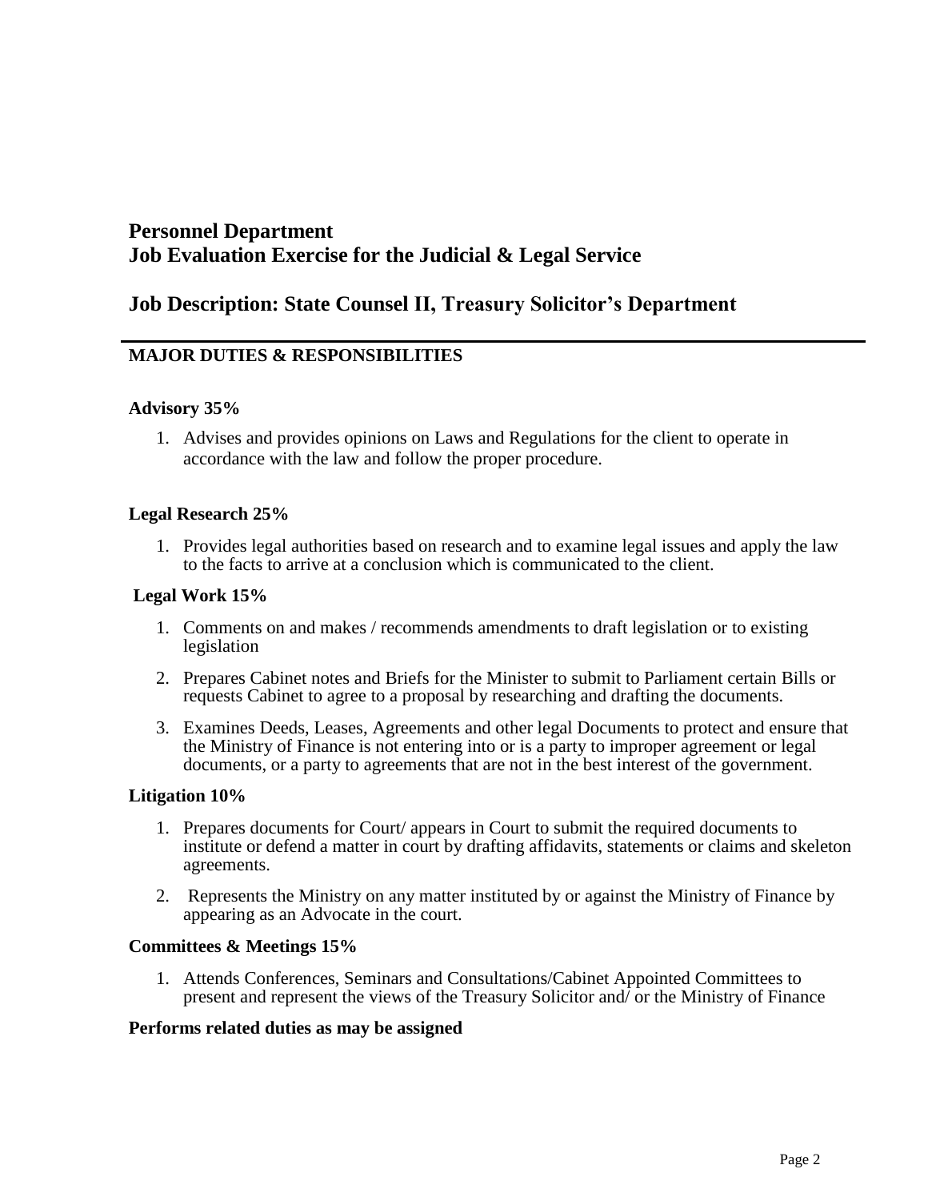# Personnel Department
# Job Evaluation Exercise for the Judicial & Legal Service

## Job Description: State Counsel II, Treasury Solicitor's Department

---

### MAJOR DUTIES & RESPONSIBILITIES

**Advisory 35%**

1. Advises and provides opinions on Laws and Regulations for the client to operate in accordance with the law and follow the proper procedure.

**Legal Research 25%**

1. Provides legal authorities based on research and to examine legal issues and apply the law to the facts to arrive at a conclusion which is communicated to the client.

**Legal Work 15%**

1. Comments on and makes / recommends amendments to draft legislation or to existing legislation
2. Prepares Cabinet notes and Briefs for the Minister to submit to Parliament certain Bills or requests Cabinet to agree to a proposal by researching and drafting the documents.
3. Examines Deeds, Leases, Agreements and other legal Documents to protect and ensure that the Ministry of Finance is not entering into or is a party to improper agreement or legal documents, or a party to agreements that are not in the best interest of the government.

**Litigation 10%**

1. Prepares documents for Court/ appears in Court to submit the required documents to institute or defend a matter in court by drafting affidavits, statements or claims and skeleton agreements.
2. Represents the Ministry on any matter instituted by or against the Ministry of Finance by appearing as an Advocate in the court.

**Committees & Meetings 15%**

1. Attends Conferences, Seminars and Consultations/Cabinet Appointed Committees to present and represent the views of the Treasury Solicitor and/ or the Ministry of Finance

**Performs related duties as may be assigned**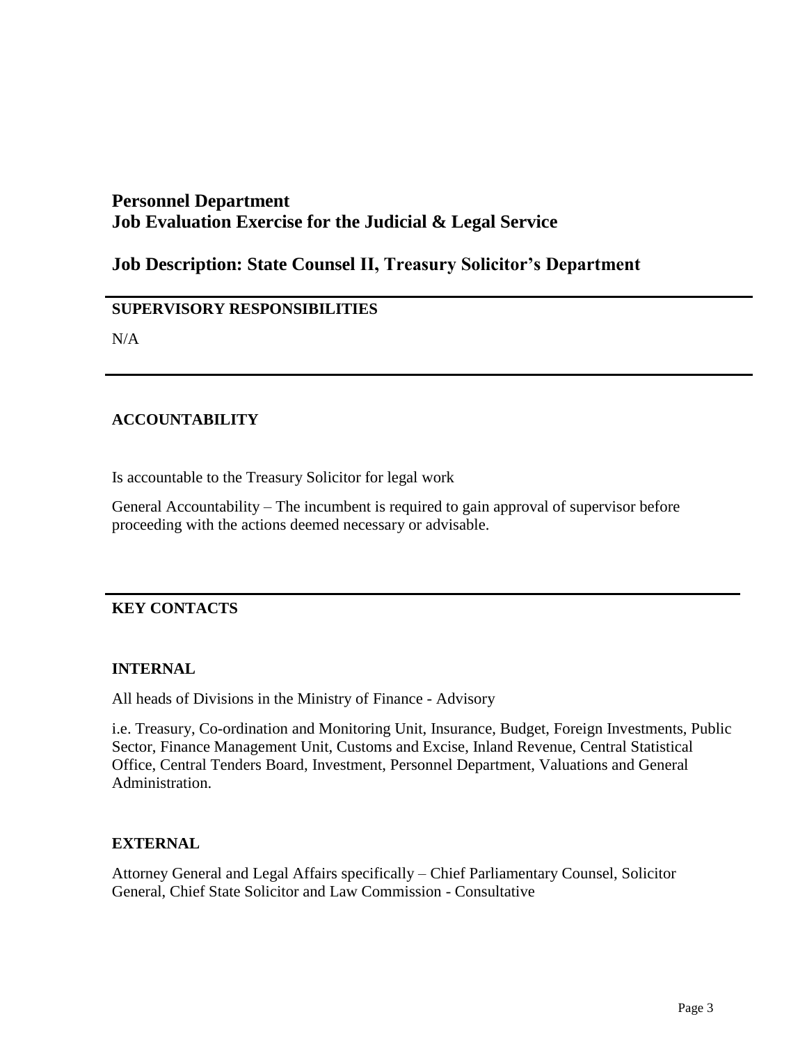**Personnel Department**
**Job Evaluation Exercise for the Judicial & Legal Service**

## Job Description: State Counsel II, Treasury Solicitor's Department

---

### SUPERVISORY RESPONSIBILITIES

N/A

---

### ACCOUNTABILITY

Is accountable to the Treasury Solicitor for legal work

General Accountability – The incumbent is required to gain approval of supervisor before proceeding with the actions deemed necessary or advisable.

---

### KEY CONTACTS

#### INTERNAL

All heads of Divisions in the Ministry of Finance - Advisory

i.e. Treasury, Co-ordination and Monitoring Unit, Insurance, Budget, Foreign Investments, Public Sector, Finance Management Unit, Customs and Excise, Inland Revenue, Central Statistical Office, Central Tenders Board, Investment, Personnel Department, Valuations and General Administration.

#### EXTERNAL

Attorney General and Legal Affairs specifically – Chief Parliamentary Counsel, Solicitor General, Chief State Solicitor and Law Commission - Consultative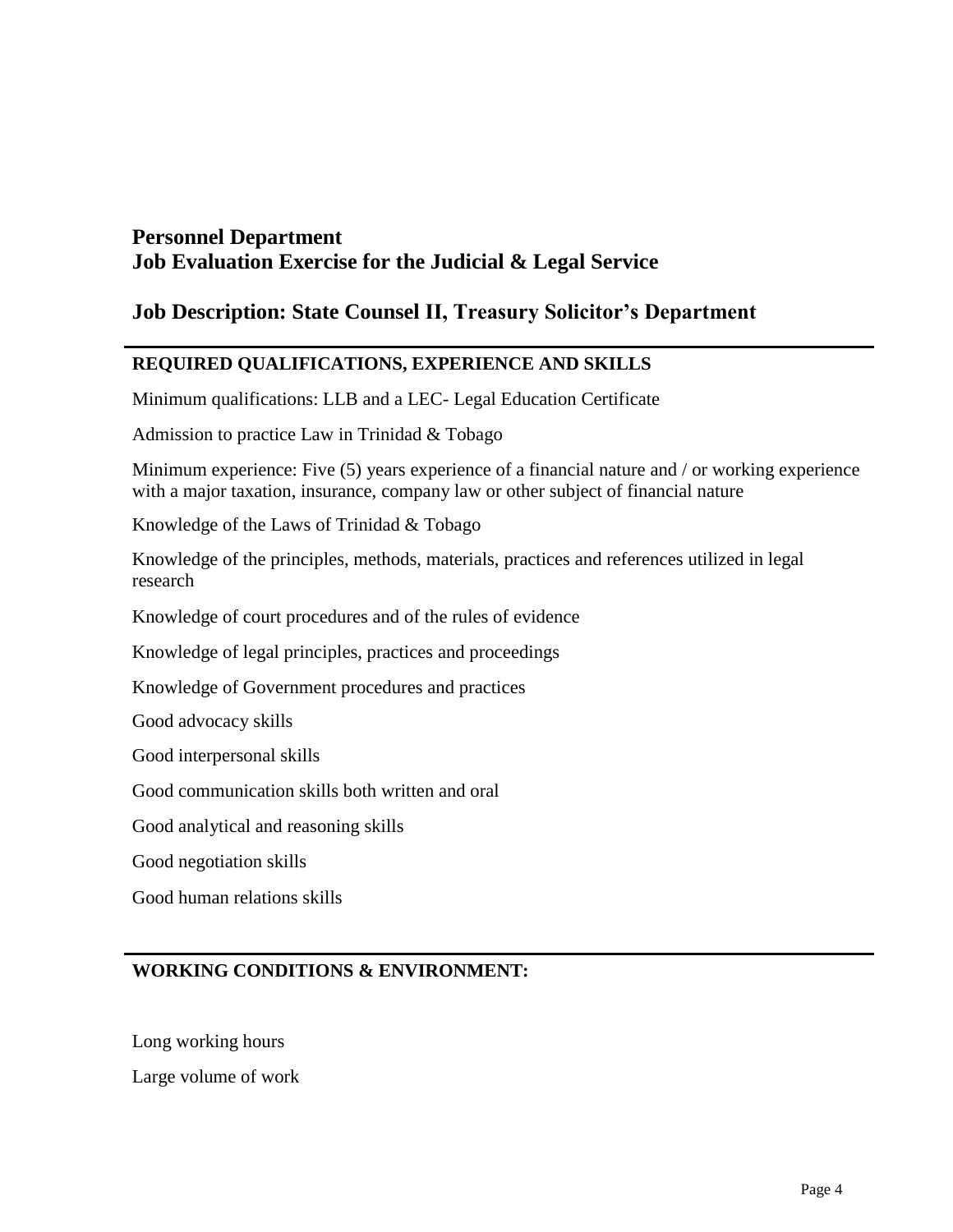# Personnel Department
# Job Evaluation Exercise for the Judicial & Legal Service

## Job Description: State Counsel II, Treasury Solicitor's Department

### REQUIRED QUALIFICATIONS, EXPERIENCE AND SKILLS

Minimum qualifications: LLB and a LEC- Legal Education Certificate

Admission to practice Law in Trinidad & Tobago

Minimum experience: Five (5) years experience of a financial nature and / or working experience with a major taxation, insurance, company law or other subject of financial nature

Knowledge of the Laws of Trinidad & Tobago

Knowledge of the principles, methods, materials, practices and references utilized in legal research

Knowledge of court procedures and of the rules of evidence

Knowledge of legal principles, practices and proceedings

Knowledge of Government procedures and practices

Good advocacy skills

Good interpersonal skills

Good communication skills both written and oral

Good analytical and reasoning skills

Good negotiation skills

Good human relations skills

### WORKING CONDITIONS & ENVIRONMENT:

Long working hours

Large volume of work